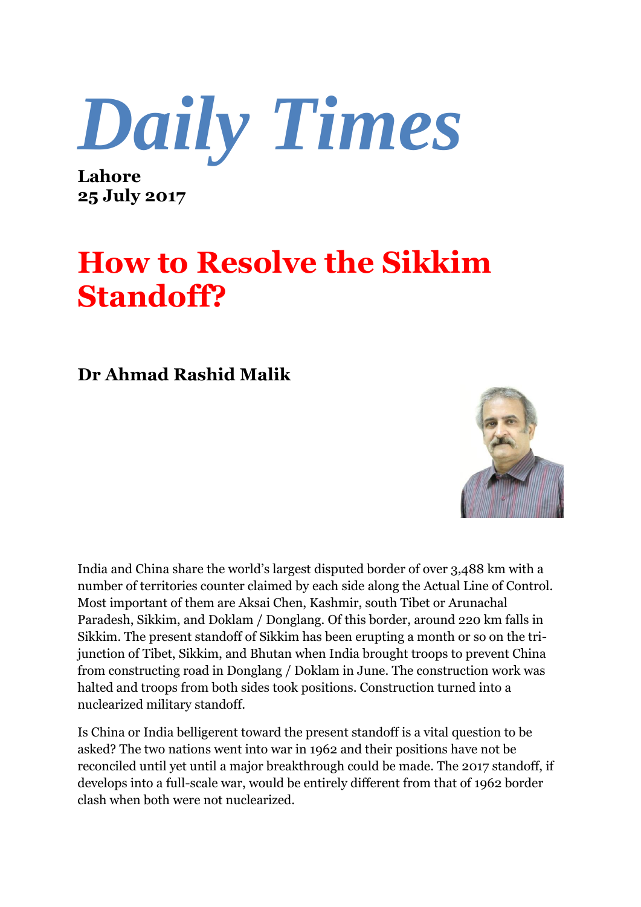# *Daily Times*

**Lahore**
**25 July 2017**

# How to Resolve the Sikkim Standoff?

## Dr Ahmad Rashid Malik

India and China share the world's largest disputed border of over 3,488 km with a number of territories counter claimed by each side along the Actual Line of Control. Most important of them are Aksai Chen, Kashmir, south Tibet or Arunachal Paradesh, Sikkim, and Doklam / Donglang. Of this border, around 220 km falls in Sikkim. The present standoff of Sikkim has been erupting a month or so on the tri-junction of Tibet, Sikkim, and Bhutan when India brought troops to prevent China from constructing road in Donglang / Doklam in June. The construction work was halted and troops from both sides took positions. Construction turned into a nuclearized military standoff.

Is China or India belligerent toward the present standoff is a vital question to be asked? The two nations went into war in 1962 and their positions have not be reconciled until yet until a major breakthrough could be made. The 2017 standoff, if develops into a full-scale war, would be entirely different from that of 1962 border clash when both were not nuclearized.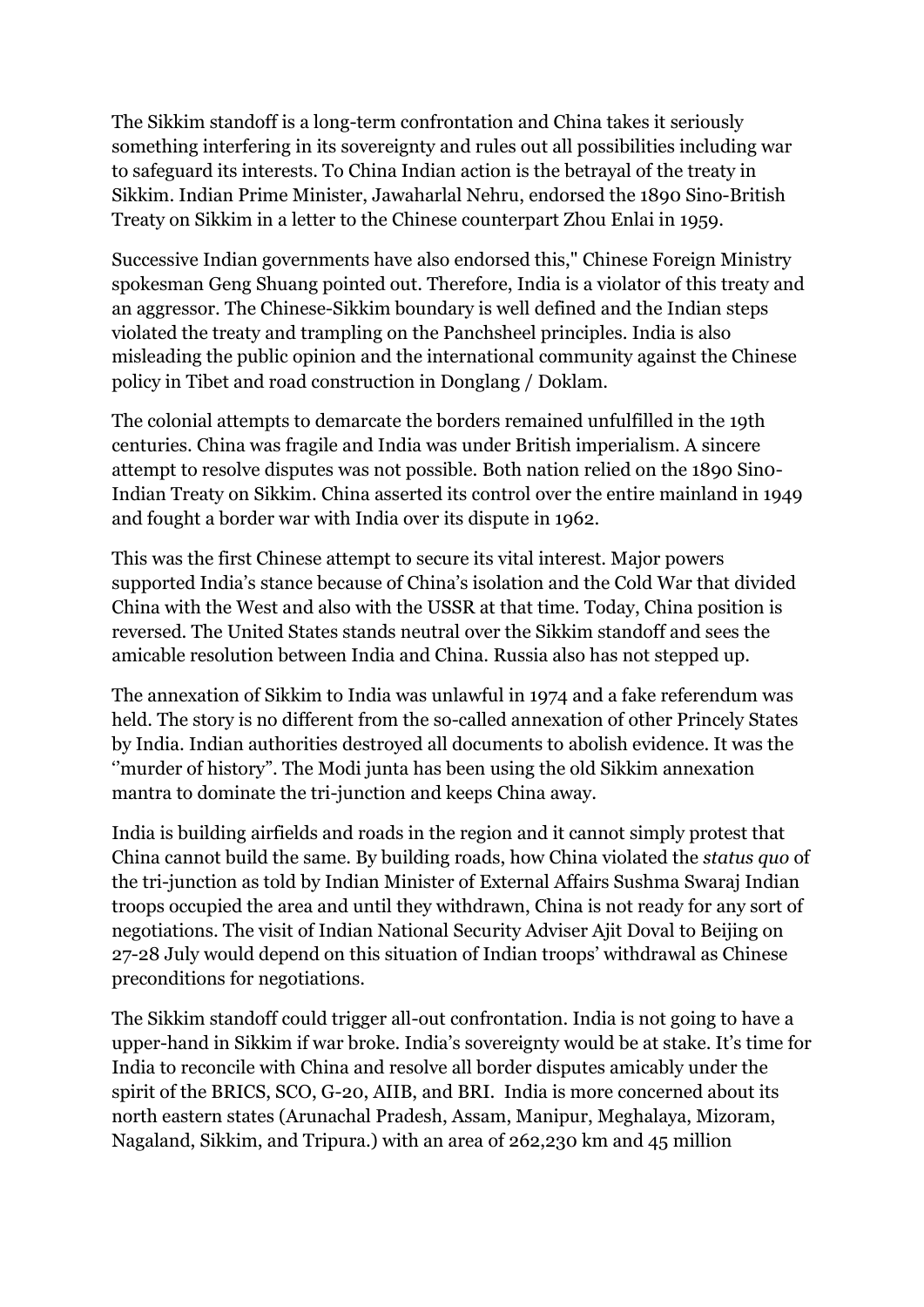The Sikkim standoff is a long-term confrontation and China takes it seriously something interfering in its sovereignty and rules out all possibilities including war to safeguard its interests. To China Indian action is the betrayal of the treaty in Sikkim. Indian Prime Minister, Jawaharlal Nehru, endorsed the 1890 Sino-British Treaty on Sikkim in a letter to the Chinese counterpart Zhou Enlai in 1959.

Successive Indian governments have also endorsed this," Chinese Foreign Ministry spokesman Geng Shuang pointed out. Therefore, India is a violator of this treaty and an aggressor. The Chinese-Sikkim boundary is well defined and the Indian steps violated the treaty and trampling on the Panchsheel principles. India is also misleading the public opinion and the international community against the Chinese policy in Tibet and road construction in Donglang / Doklam.

The colonial attempts to demarcate the borders remained unfulfilled in the 19th centuries. China was fragile and India was under British imperialism. A sincere attempt to resolve disputes was not possible. Both nation relied on the 1890 Sino-Indian Treaty on Sikkim. China asserted its control over the entire mainland in 1949 and fought a border war with India over its dispute in 1962.

This was the first Chinese attempt to secure its vital interest. Major powers supported India's stance because of China's isolation and the Cold War that divided China with the West and also with the USSR at that time. Today, China position is reversed. The United States stands neutral over the Sikkim standoff and sees the amicable resolution between India and China. Russia also has not stepped up.

The annexation of Sikkim to India was unlawful in 1974 and a fake referendum was held. The story is no different from the so-called annexation of other Princely States by India. Indian authorities destroyed all documents to abolish evidence. It was the ''murder of history". The Modi junta has been using the old Sikkim annexation mantra to dominate the tri-junction and keeps China away.

India is building airfields and roads in the region and it cannot simply protest that China cannot build the same. By building roads, how China violated the *status quo* of the tri-junction as told by Indian Minister of External Affairs Sushma Swaraj Indian troops occupied the area and until they withdrawn, China is not ready for any sort of negotiations. The visit of Indian National Security Adviser Ajit Doval to Beijing on 27-28 July would depend on this situation of Indian troops' withdrawal as Chinese preconditions for negotiations.

The Sikkim standoff could trigger all-out confrontation. India is not going to have a upper-hand in Sikkim if war broke. India's sovereignty would be at stake. It's time for India to reconcile with China and resolve all border disputes amicably under the spirit of the BRICS, SCO, G-20, AIIB, and BRI. India is more concerned about its north eastern states (Arunachal Pradesh, Assam, Manipur, Meghalaya, Mizoram, Nagaland, Sikkim, and Tripura.) with an area of 262,230 km and 45 million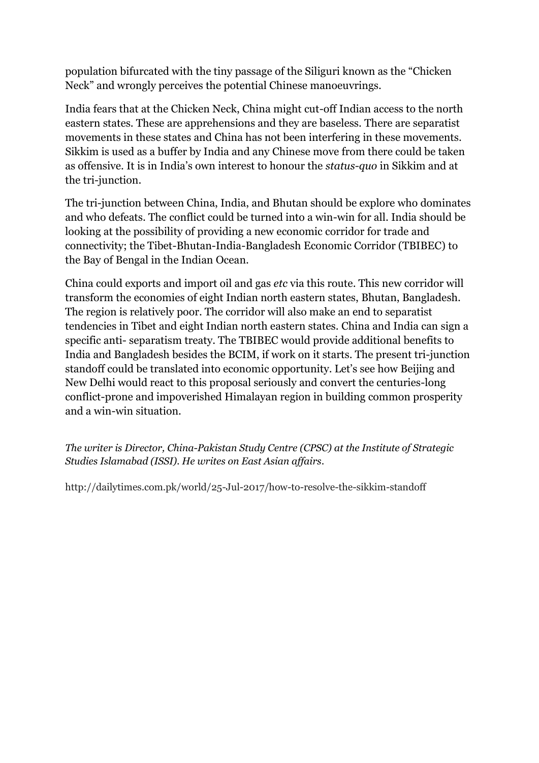population bifurcated with the tiny passage of the Siliguri known as the "Chicken Neck" and wrongly perceives the potential Chinese manoeuvrings.

India fears that at the Chicken Neck, China might cut-off Indian access to the north eastern states. These are apprehensions and they are baseless. There are separatist movements in these states and China has not been interfering in these movements. Sikkim is used as a buffer by India and any Chinese move from there could be taken as offensive. It is in India's own interest to honour the *status-quo* in Sikkim and at the tri-junction.

The tri-junction between China, India, and Bhutan should be explore who dominates and who defeats. The conflict could be turned into a win-win for all. India should be looking at the possibility of providing a new economic corridor for trade and connectivity; the Tibet-Bhutan-India-Bangladesh Economic Corridor (TBIBEC) to the Bay of Bengal in the Indian Ocean.

China could exports and import oil and gas *etc* via this route. This new corridor will transform the economies of eight Indian north eastern states, Bhutan, Bangladesh. The region is relatively poor. The corridor will also make an end to separatist tendencies in Tibet and eight Indian north eastern states. China and India can sign a specific anti- separatism treaty. The TBIBEC would provide additional benefits to India and Bangladesh besides the BCIM, if work on it starts. The present tri-junction standoff could be translated into economic opportunity. Let's see how Beijing and New Delhi would react to this proposal seriously and convert the centuries-long conflict-prone and impoverished Himalayan region in building common prosperity and a win-win situation.

*The writer is Director, China-Pakistan Study Centre (CPSC) at the Institute of Strategic Studies Islamabad (ISSI). He writes on East Asian affairs.*

http://dailytimes.com.pk/world/25-Jul-2017/how-to-resolve-the-sikkim-standoff